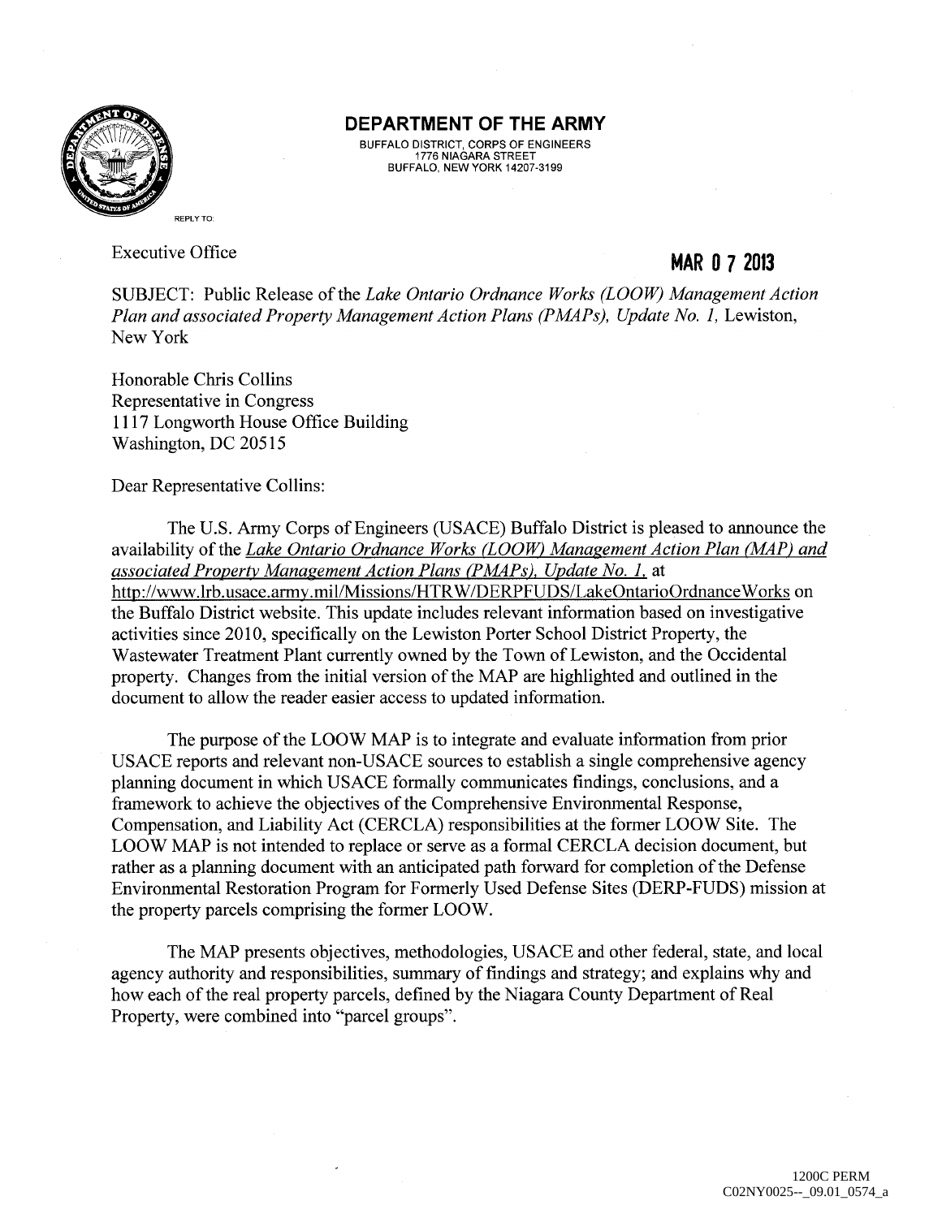**DEPARTMENT OF THE ARMY**

BUFFALO DISTRICT, CORPS OF ENGINEERS
1776 NIAGARA STREET
BUFFALO, NEW YORK 14207-3199

REPLY TO:

Executive Office

**MAR 07 2013**

SUBJECT: Public Release of the *Lake Ontario Ordnance Works (LOOW) Management Action Plan and associated Property Management Action Plans (PMAPs), Update No. 1,* Lewiston, New York

Honorable Chris Collins
Representative in Congress
1117 Longworth House Office Building
Washington, DC 20515

Dear Representative Collins:

The U.S. Army Corps of Engineers (USACE) Buffalo District is pleased to announce the availability of the *Lake Ontario Ordnance Works (LOOW) Management Action Plan (MAP) and associated Property Management Action Plans (PMAPs), Update No. 1,* at http://www.lrb.usace.army.mil/Missions/HTRW/DERPFUDS/LakeOntarioOrdnanceWorks on the Buffalo District website. This update includes relevant information based on investigative activities since 2010, specifically on the Lewiston Porter School District Property, the Wastewater Treatment Plant currently owned by the Town of Lewiston, and the Occidental property. Changes from the initial version of the MAP are highlighted and outlined in the document to allow the reader easier access to updated information.

The purpose of the LOOW MAP is to integrate and evaluate information from prior USACE reports and relevant non-USACE sources to establish a single comprehensive agency planning document in which USACE formally communicates findings, conclusions, and a framework to achieve the objectives of the Comprehensive Environmental Response, Compensation, and Liability Act (CERCLA) responsibilities at the former LOOW Site. The LOOW MAP is not intended to replace or serve as a formal CERCLA decision document, but rather as a planning document with an anticipated path forward for completion of the Defense Environmental Restoration Program for Formerly Used Defense Sites (DERP-FUDS) mission at the property parcels comprising the former LOOW.

The MAP presents objectives, methodologies, USACE and other federal, state, and local agency authority and responsibilities, summary of findings and strategy; and explains why and how each of the real property parcels, defined by the Niagara County Department of Real Property, were combined into "parcel groups".

1200C PERM
C02NY0025--_09.01_0574_a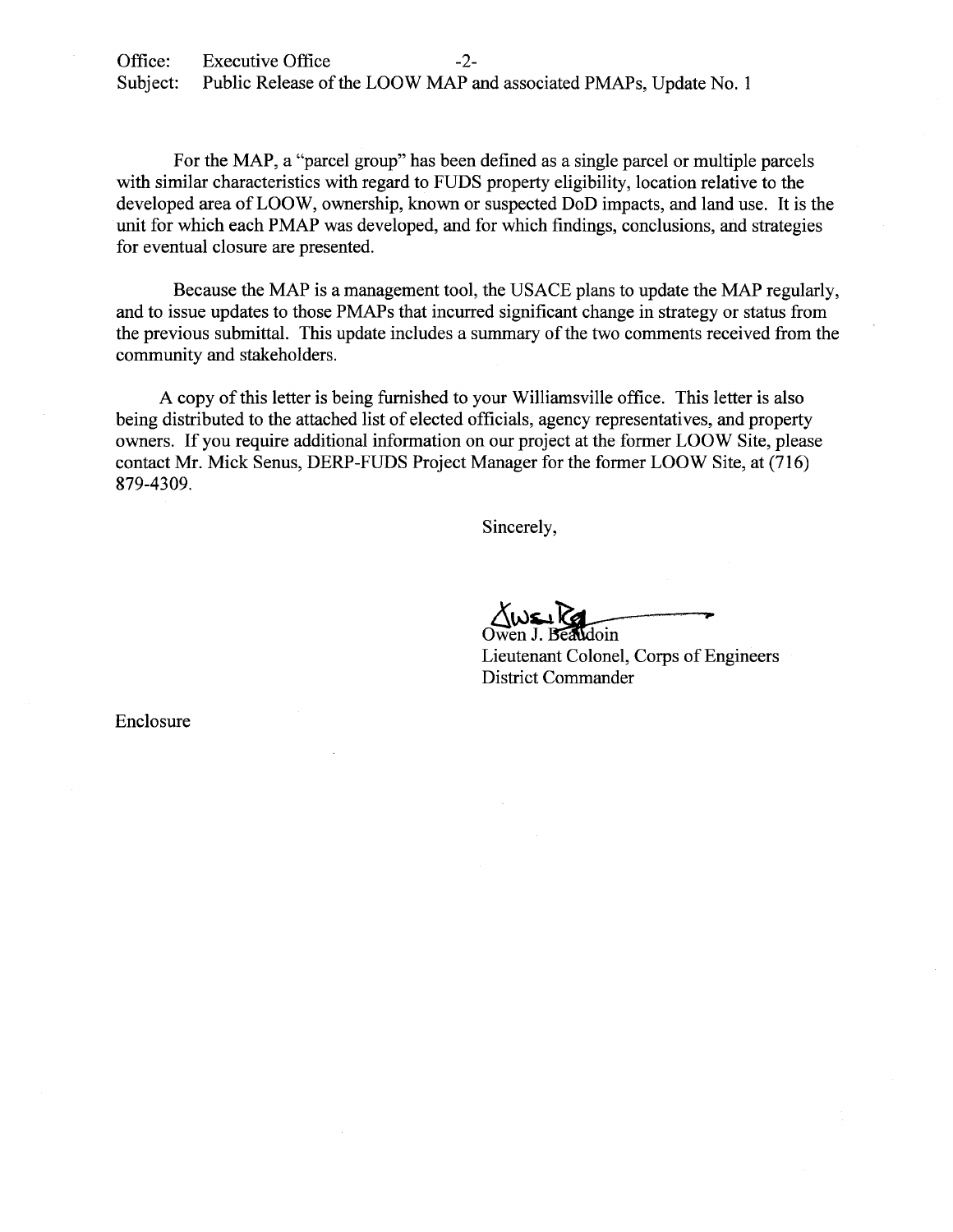Office: Executive Office
Subject: Public Release of the LOOW MAP and associated PMAPs, Update No. 1

For the MAP, a "parcel group" has been defined as a single parcel or multiple parcels with similar characteristics with regard to FUDS property eligibility, location relative to the developed area of LOOW, ownership, known or suspected DoD impacts, and land use. It is the unit for which each PMAP was developed, and for which findings, conclusions, and strategies for eventual closure are presented.

Because the MAP is a management tool, the USACE plans to update the MAP regularly, and to issue updates to those PMAPs that incurred significant change in strategy or status from the previous submittal. This update includes a summary of the two comments received from the community and stakeholders.

A copy of this letter is being furnished to your Williamsville office. This letter is also being distributed to the attached list of elected officials, agency representatives, and property owners. If you require additional information on our project at the former LOOW Site, please contact Mr. Mick Senus, DERP-FUDS Project Manager for the former LOOW Site, at (716) 879-4309.

Sincerely,

Owen J. Beaudoin
Lieutenant Colonel, Corps of Engineers
District Commander

Enclosure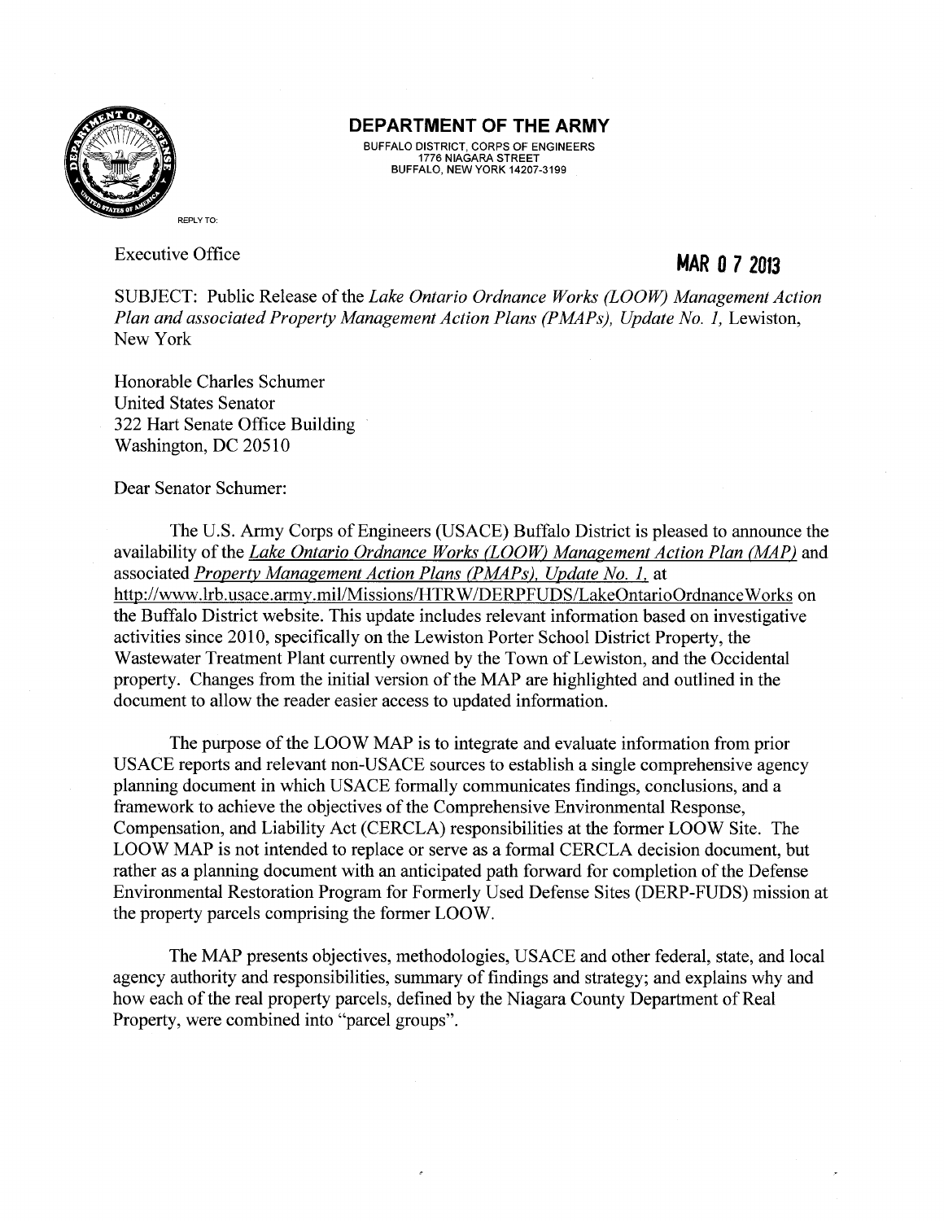**DEPARTMENT OF THE ARMY**

BUFFALO DISTRICT, CORPS OF ENGINEERS
1776 NIAGARA STREET
BUFFALO, NEW YORK 14207-3199

REPLY TO:

Executive Office

**MAR 0 7 2013**

SUBJECT: Public Release of the *Lake Ontario Ordnance Works (LOOW) Management Action Plan and associated Property Management Action Plans (PMAPs), Update No. 1,* Lewiston, New York

Honorable Charles Schumer
United States Senator
322 Hart Senate Office Building
Washington, DC 20510

Dear Senator Schumer:

The U.S. Army Corps of Engineers (USACE) Buffalo District is pleased to announce the availability of the *Lake Ontario Ordnance Works (LOOW) Management Action Plan (MAP)* and associated *Property Management Action Plans (PMAPs), Update No. 1,* at http://www.lrb.usace.army.mil/Missions/HTRW/DERPFUDS/LakeOntarioOrdnanceWorks on the Buffalo District website. This update includes relevant information based on investigative activities since 2010, specifically on the Lewiston Porter School District Property, the Wastewater Treatment Plant currently owned by the Town of Lewiston, and the Occidental property. Changes from the initial version of the MAP are highlighted and outlined in the document to allow the reader easier access to updated information.

The purpose of the LOOW MAP is to integrate and evaluate information from prior USACE reports and relevant non-USACE sources to establish a single comprehensive agency planning document in which USACE formally communicates findings, conclusions, and a framework to achieve the objectives of the Comprehensive Environmental Response, Compensation, and Liability Act (CERCLA) responsibilities at the former LOOW Site. The LOOW MAP is not intended to replace or serve as a formal CERCLA decision document, but rather as a planning document with an anticipated path forward for completion of the Defense Environmental Restoration Program for Formerly Used Defense Sites (DERP-FUDS) mission at the property parcels comprising the former LOOW.

The MAP presents objectives, methodologies, USACE and other federal, state, and local agency authority and responsibilities, summary of findings and strategy; and explains why and how each of the real property parcels, defined by the Niagara County Department of Real Property, were combined into "parcel groups".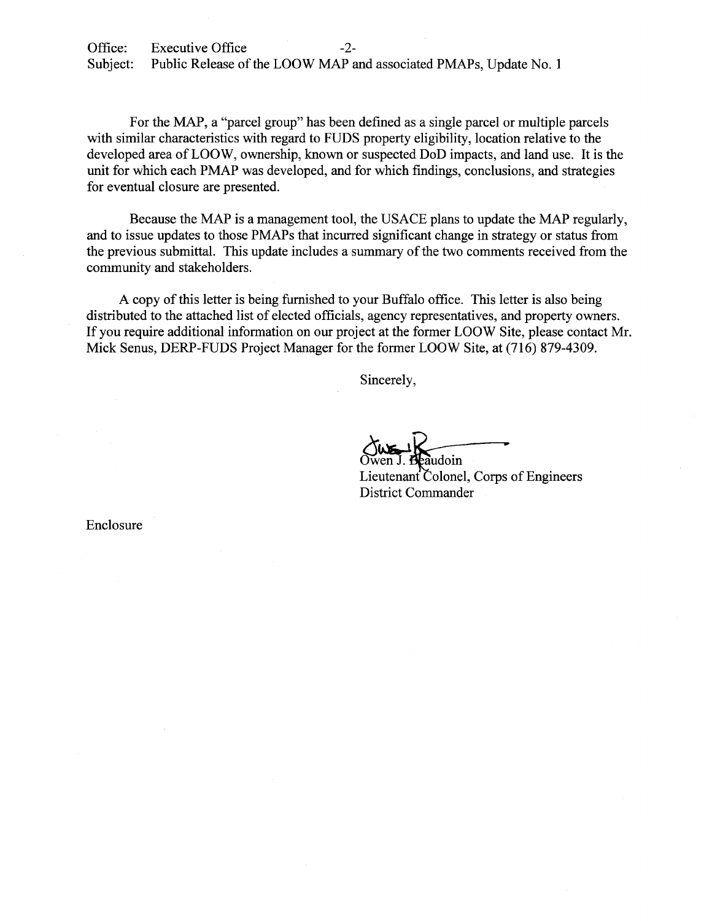Office: Executive Office
Subject: Public Release of the LOOW MAP and associated PMAPs, Update No. 1

For the MAP, a "parcel group" has been defined as a single parcel or multiple parcels with similar characteristics with regard to FUDS property eligibility, location relative to the developed area of LOOW, ownership, known or suspected DoD impacts, and land use. It is the unit for which each PMAP was developed, and for which findings, conclusions, and strategies for eventual closure are presented.

Because the MAP is a management tool, the USACE plans to update the MAP regularly, and to issue updates to those PMAPs that incurred significant change in strategy or status from the previous submittal. This update includes a summary of the two comments received from the community and stakeholders.

A copy of this letter is being furnished to your Buffalo office. This letter is also being distributed to the attached list of elected officials, agency representatives, and property owners. If you require additional information on our project at the former LOOW Site, please contact Mr. Mick Senus, DERP-FUDS Project Manager for the former LOOW Site, at (716) 879-4309.

Sincerely,

Owen J. Beaudoin
Lieutenant Colonel, Corps of Engineers
District Commander

Enclosure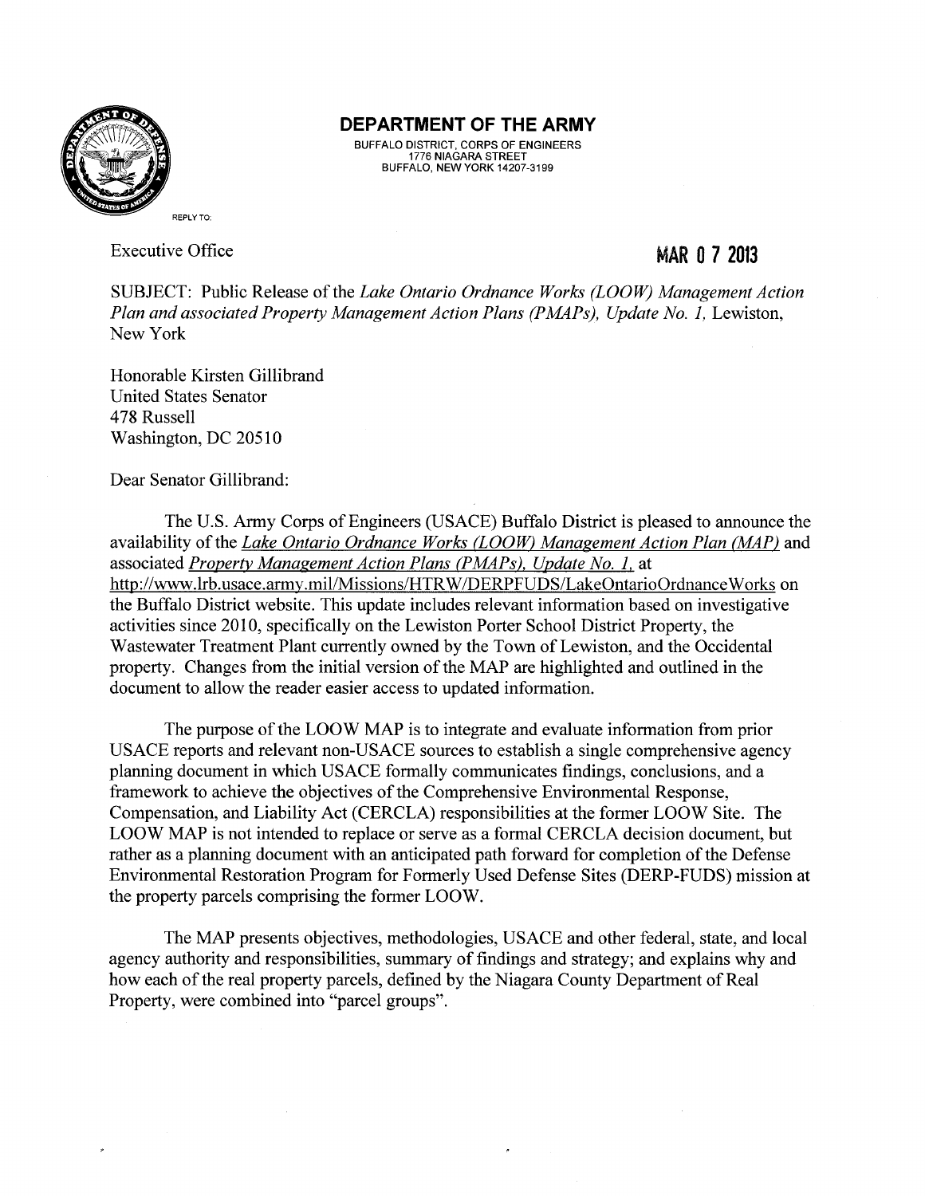**DEPARTMENT OF THE ARMY**
BUFFALO DISTRICT, CORPS OF ENGINEERS
1776 NIAGARA STREET
BUFFALO, NEW YORK 14207-3199

REPLY TO:

Executive Office

**MAR 0 7 2013**

SUBJECT: Public Release of the *Lake Ontario Ordnance Works (LOOW) Management Action Plan and associated Property Management Action Plans (PMAPs), Update No. 1,* Lewiston, New York

Honorable Kirsten Gillibrand
United States Senator
478 Russell
Washington, DC 20510

Dear Senator Gillibrand:

The U.S. Army Corps of Engineers (USACE) Buffalo District is pleased to announce the availability of the *Lake Ontario Ordnance Works (LOOW) Management Action Plan (MAP)* and associated *Property Management Action Plans (PMAPs), Update No. 1,* at http://www.lrb.usace.army.mil/Missions/HTRW/DERPFUDS/LakeOntarioOrdnanceWorks on the Buffalo District website. This update includes relevant information based on investigative activities since 2010, specifically on the Lewiston Porter School District Property, the Wastewater Treatment Plant currently owned by the Town of Lewiston, and the Occidental property. Changes from the initial version of the MAP are highlighted and outlined in the document to allow the reader easier access to updated information.

The purpose of the LOOW MAP is to integrate and evaluate information from prior USACE reports and relevant non-USACE sources to establish a single comprehensive agency planning document in which USACE formally communicates findings, conclusions, and a framework to achieve the objectives of the Comprehensive Environmental Response, Compensation, and Liability Act (CERCLA) responsibilities at the former LOOW Site. The LOOW MAP is not intended to replace or serve as a formal CERCLA decision document, but rather as a planning document with an anticipated path forward for completion of the Defense Environmental Restoration Program for Formerly Used Defense Sites (DERP-FUDS) mission at the property parcels comprising the former LOOW.

The MAP presents objectives, methodologies, USACE and other federal, state, and local agency authority and responsibilities, summary of findings and strategy; and explains why and how each of the real property parcels, defined by the Niagara County Department of Real Property, were combined into "parcel groups".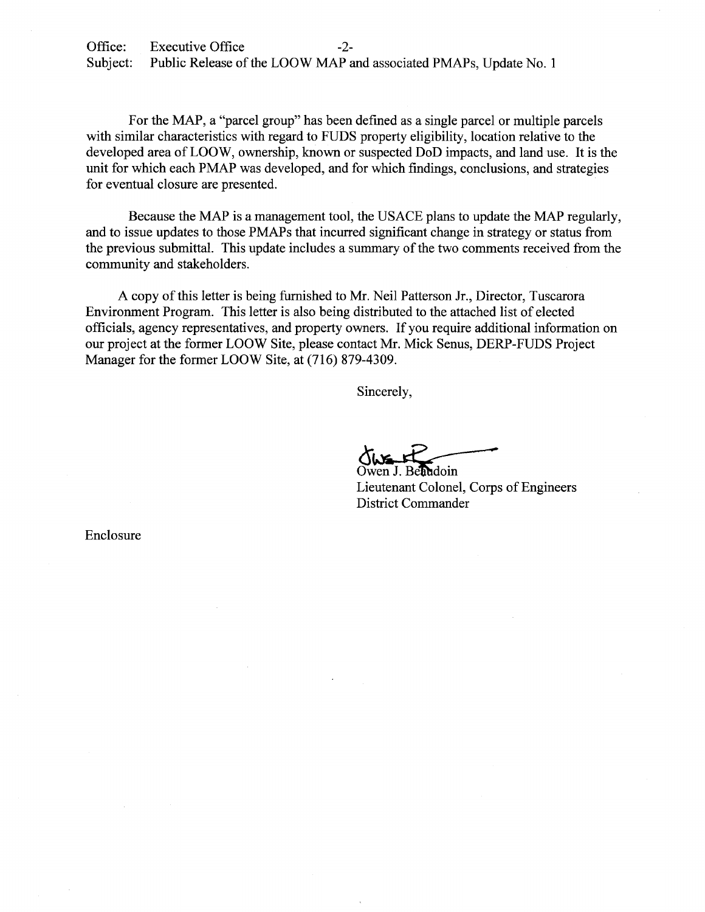For the MAP, a "parcel group" has been defined as a single parcel or multiple parcels with similar characteristics with regard to FUDS property eligibility, location relative to the developed area of LOOW, ownership, known or suspected DoD impacts, and land use. It is the unit for which each PMAP was developed, and for which findings, conclusions, and strategies for eventual closure are presented.

Because the MAP is a management tool, the USACE plans to update the MAP regularly, and to issue updates to those PMAPs that incurred significant change in strategy or status from the previous submittal. This update includes a summary of the two comments received from the community and stakeholders.

A copy of this letter is being furnished to Mr. Neil Patterson Jr., Director, Tuscarora Environment Program. This letter is also being distributed to the attached list of elected officials, agency representatives, and property owners. If you require additional information on our project at the former LOOW Site, please contact Mr. Mick Senus, DERP-FUDS Project Manager for the former LOOW Site, at (716) 879-4309.

Sincerely,

Owen J. Beaudoin
Lieutenant Colonel, Corps of Engineers
District Commander

Enclosure